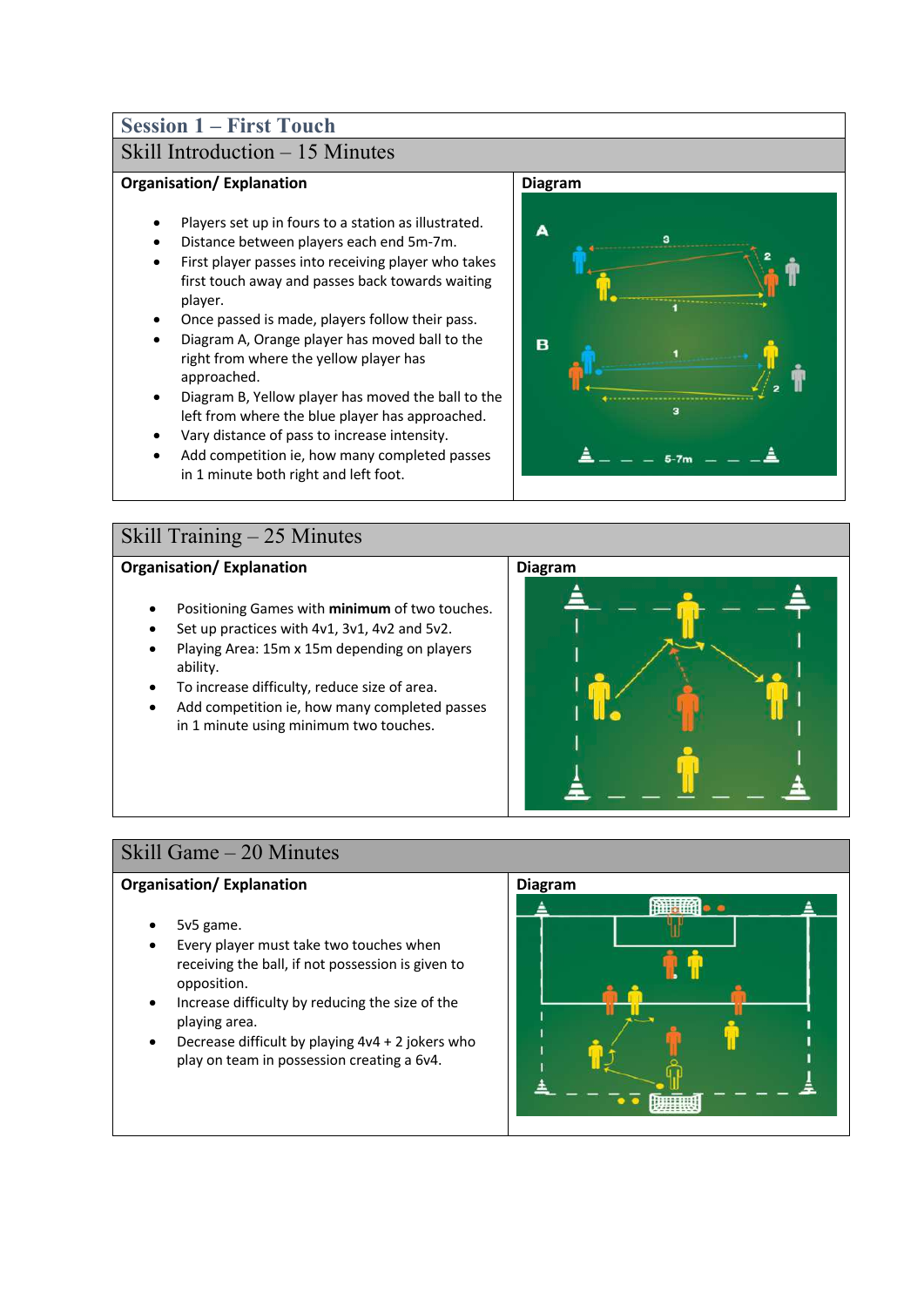# Session 1 – First Touch

## Skill Introduction – 15 Minutes

**Organisation/ Explanation**

- Players set up in fours to a station as illustrated.
- Distance between players each end 5m-7m.
- First player passes into receiving player who takes first touch away and passes back towards waiting player.
- Once passed is made, players follow their pass.
- Diagram A, Orange player has moved ball to the right from where the yellow player has approached.
- Diagram B, Yellow player has moved the ball to the left from where the blue player has approached.
- Vary distance of pass to increase intensity.
- Add competition ie, how many completed passes in 1 minute both right and left foot.

**Diagram**

## Skill Training – 25 Minutes

**Organisation/ Explanation**

- Positioning Games with **minimum** of two touches.
- Set up practices with 4v1, 3v1, 4v2 and 5v2.
- Playing Area: 15m x 15m depending on players ability.
- To increase difficulty, reduce size of area.
- Add competition ie, how many completed passes in 1 minute using minimum two touches.

**Diagram**

## Skill Game – 20 Minutes

**Organisation/ Explanation**

- 5v5 game.
- Every player must take two touches when receiving the ball, if not possession is given to opposition.
- Increase difficulty by reducing the size of the playing area.
- Decrease difficult by playing 4v4 + 2 jokers who play on team in possession creating a 6v4.

**Diagram**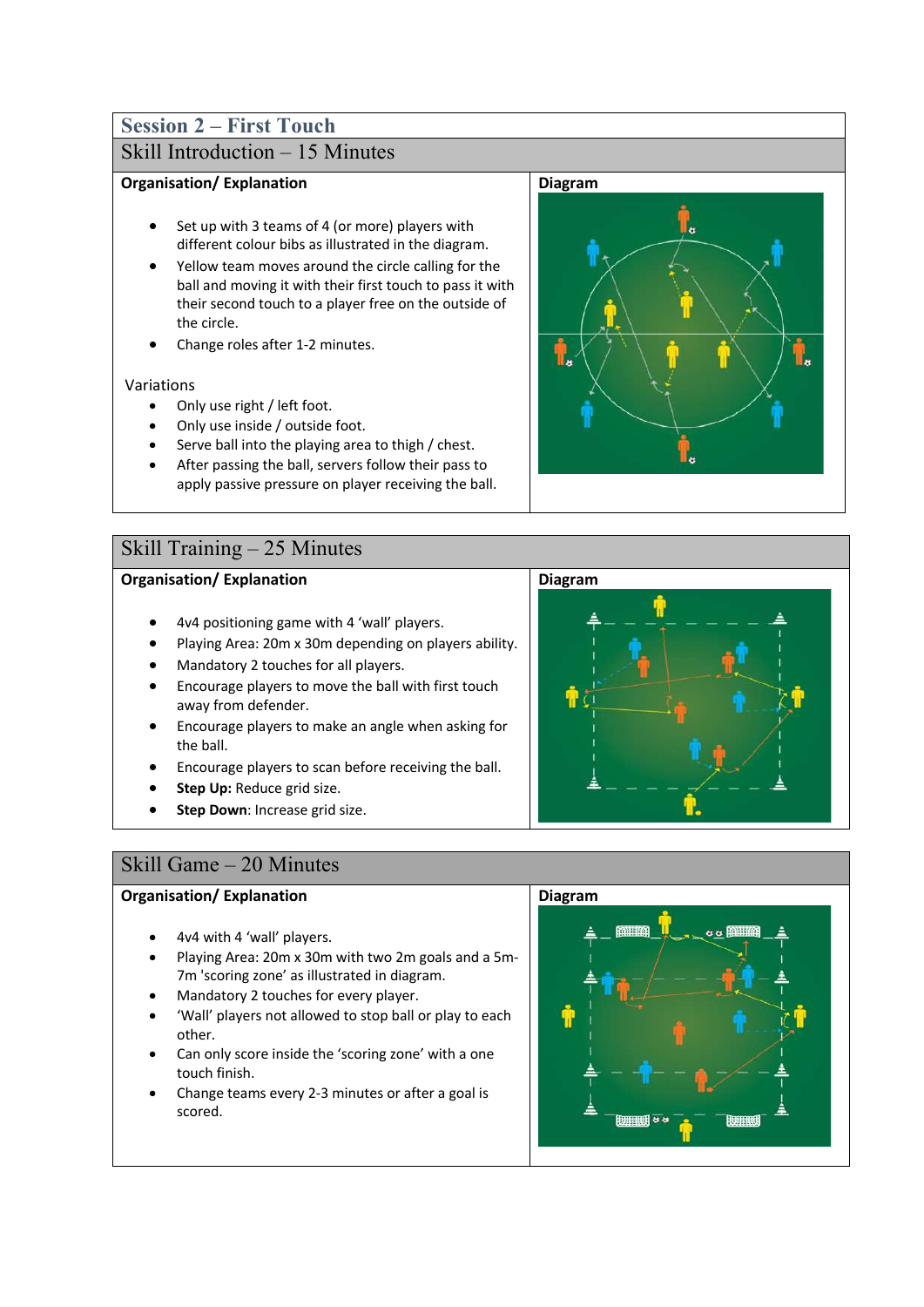## Session 2 – First Touch

### Skill Introduction – 15 Minutes

**Organisation/ Explanation**

- Set up with 3 teams of 4 (or more) players with different colour bibs as illustrated in the diagram.
- Yellow team moves around the circle calling for the ball and moving it with their first touch to pass it with their second touch to a player free on the outside of the circle.
- Change roles after 1-2 minutes.

Variations

- Only use right / left foot.
- Only use inside / outside foot.
- Serve ball into the playing area to thigh / chest.
- After passing the ball, servers follow their pass to apply passive pressure on player receiving the ball.

**Diagram**

### Skill Training – 25 Minutes

**Organisation/ Explanation**

- 4v4 positioning game with 4 'wall' players.
- Playing Area: 20m x 30m depending on players ability.
- Mandatory 2 touches for all players.
- Encourage players to move the ball with first touch away from defender.
- Encourage players to make an angle when asking for the ball.
- Encourage players to scan before receiving the ball.
- **Step Up:** Reduce grid size.
- **Step Down**: Increase grid size.

**Diagram**

### Skill Game – 20 Minutes

**Organisation/ Explanation**

- 4v4 with 4 'wall' players.
- Playing Area: 20m x 30m with two 2m goals and a 5m-7m 'scoring zone' as illustrated in diagram.
- Mandatory 2 touches for every player.
- 'Wall' players not allowed to stop ball or play to each other.
- Can only score inside the 'scoring zone' with a one touch finish.
- Change teams every 2-3 minutes or after a goal is scored.

**Diagram**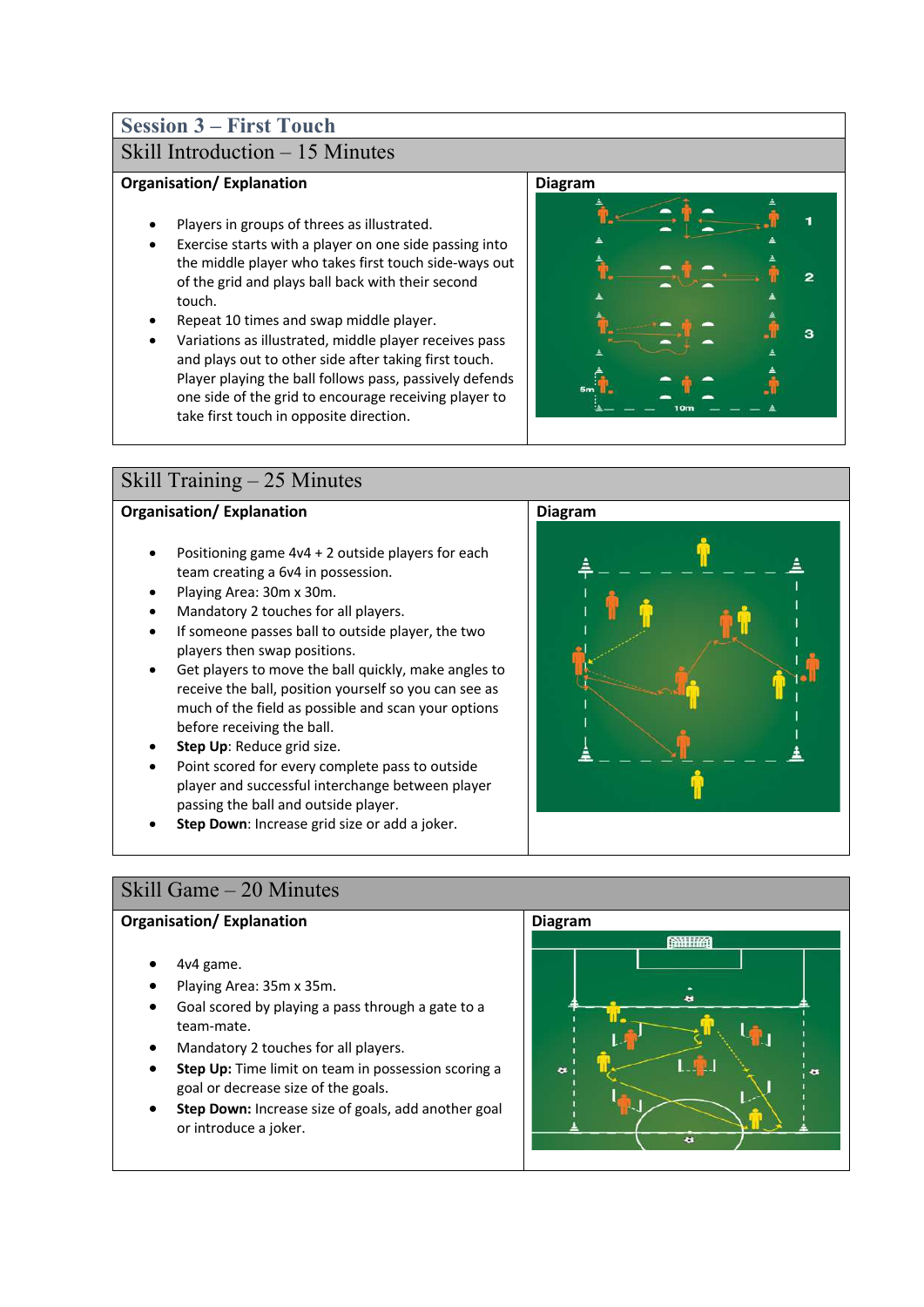# Session 3 – First Touch

## Skill Introduction – 15 Minutes

**Organisation/ Explanation**

- Players in groups of threes as illustrated.
- Exercise starts with a player on one side passing into the middle player who takes first touch side-ways out of the grid and plays ball back with their second touch.
- Repeat 10 times and swap middle player.
- Variations as illustrated, middle player receives pass and plays out to other side after taking first touch. Player playing the ball follows pass, passively defends one side of the grid to encourage receiving player to take first touch in opposite direction.

**Diagram**

## Skill Training – 25 Minutes

**Organisation/ Explanation**

- Positioning game 4v4 + 2 outside players for each team creating a 6v4 in possession.
- Playing Area: 30m x 30m.
- Mandatory 2 touches for all players.
- If someone passes ball to outside player, the two players then swap positions.
- Get players to move the ball quickly, make angles to receive the ball, position yourself so you can see as much of the field as possible and scan your options before receiving the ball.
- **Step Up**: Reduce grid size.
- Point scored for every complete pass to outside player and successful interchange between player passing the ball and outside player.
- **Step Down**: Increase grid size or add a joker.

**Diagram**

## Skill Game – 20 Minutes

**Organisation/ Explanation**

- 4v4 game.
- Playing Area: 35m x 35m.
- Goal scored by playing a pass through a gate to a team-mate.
- Mandatory 2 touches for all players.
- **Step Up:** Time limit on team in possession scoring a goal or decrease size of the goals.
- **Step Down:** Increase size of goals, add another goal or introduce a joker.

**Diagram**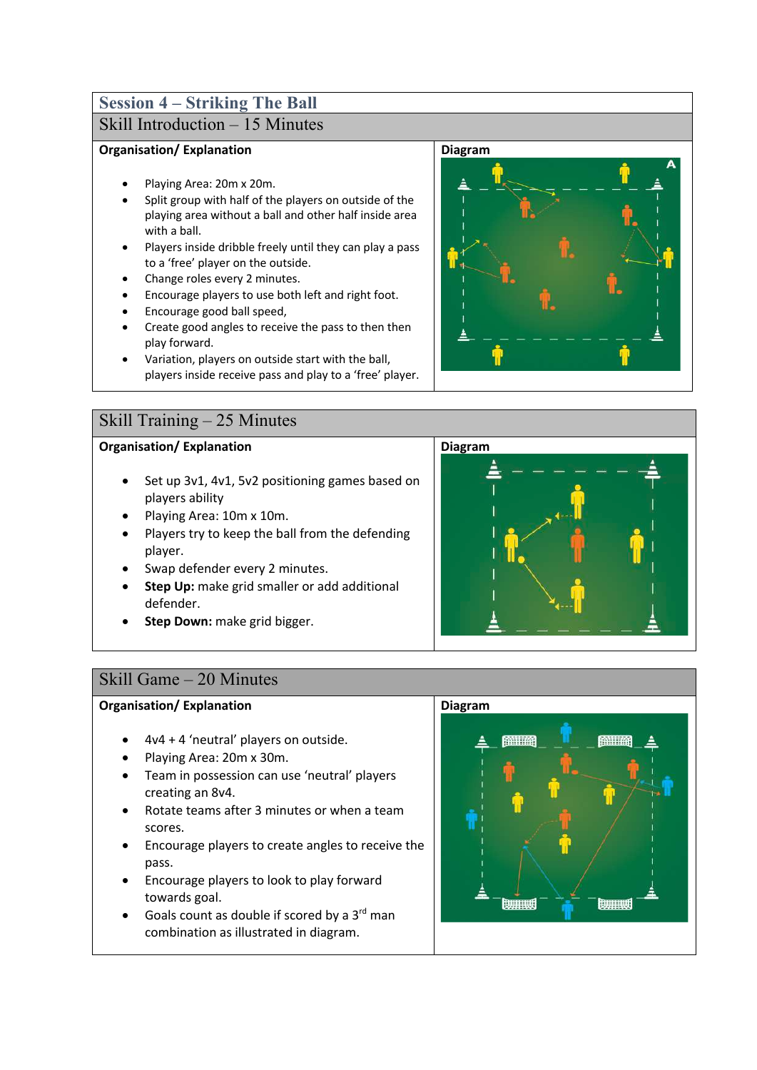# Session 4 – Striking The Ball

## Skill Introduction – 15 Minutes

**Organisation/ Explanation**

- Playing Area: 20m x 20m.
- Split group with half of the players on outside of the playing area without a ball and other half inside area with a ball.
- Players inside dribble freely until they can play a pass to a 'free' player on the outside.
- Change roles every 2 minutes.
- Encourage players to use both left and right foot.
- Encourage good ball speed,
- Create good angles to receive the pass to then then play forward.
- Variation, players on outside start with the ball, players inside receive pass and play to a 'free' player.

**Diagram**

## Skill Training – 25 Minutes

**Organisation/ Explanation**

- Set up 3v1, 4v1, 5v2 positioning games based on players ability
- Playing Area: 10m x 10m.
- Players try to keep the ball from the defending player.
- Swap defender every 2 minutes.
- **Step Up:** make grid smaller or add additional defender.
- **Step Down:** make grid bigger.

**Diagram**

## Skill Game – 20 Minutes

**Organisation/ Explanation**

- 4v4 + 4 'neutral' players on outside.
- Playing Area: 20m x 30m.
- Team in possession can use 'neutral' players creating an 8v4.
- Rotate teams after 3 minutes or when a team scores.
- Encourage players to create angles to receive the pass.
- Encourage players to look to play forward towards goal.
- Goals count as double if scored by a 3rd man combination as illustrated in diagram.

**Diagram**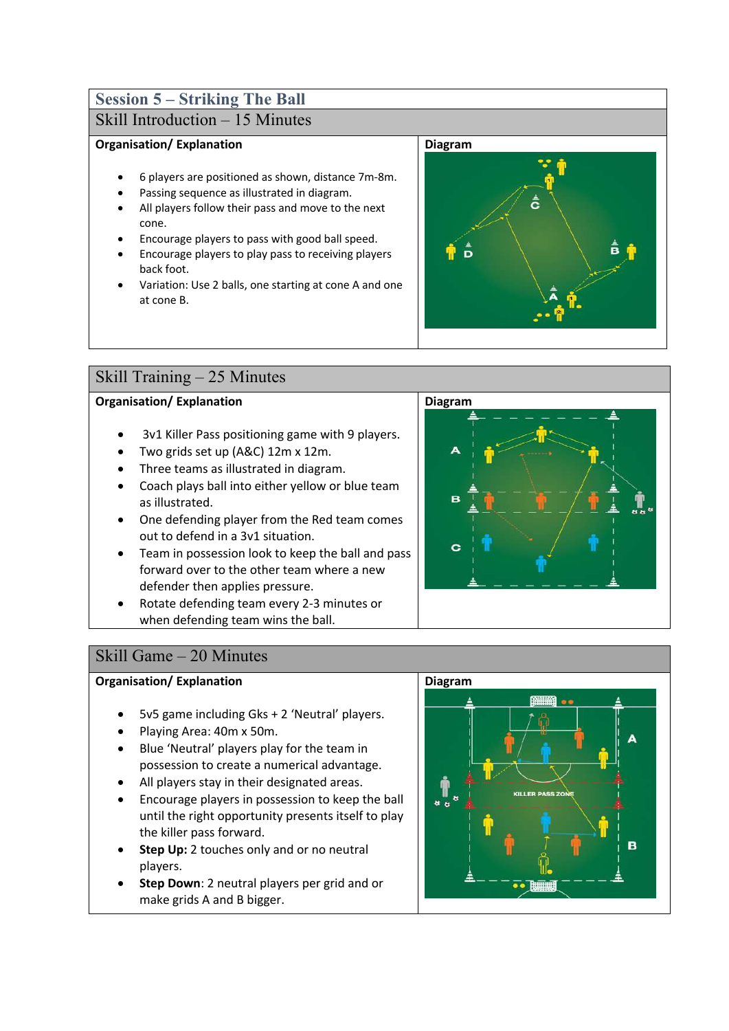## Session 5 – Striking The Ball

### Skill Introduction – 15 Minutes

| Organisation/ Explanation | Diagram |
|---|---|
| • 6 players are positioned as shown, distance 7m-8m.<br>• Passing sequence as illustrated in diagram.<br>• All players follow their pass and move to the next cone.<br>• Encourage players to pass with good ball speed.<br>• Encourage players to play pass to receiving players back foot.<br>• Variation: Use 2 balls, one starting at cone A and one at cone B. | |

### Skill Training – 25 Minutes

| Organisation/ Explanation | Diagram |
|---|---|
| • 3v1 Killer Pass positioning game with 9 players.<br>• Two grids set up (A&C) 12m x 12m.<br>• Three teams as illustrated in diagram.<br>• Coach plays ball into either yellow or blue team as illustrated.<br>• One defending player from the Red team comes out to defend in a 3v1 situation.<br>• Team in possession look to keep the ball and pass forward over to the other team where a new defender then applies pressure.<br>• Rotate defending team every 2-3 minutes or when defending team wins the ball. | |

### Skill Game – 20 Minutes

| Organisation/ Explanation | Diagram |
|---|---|
| • 5v5 game including Gks + 2 'Neutral' players.<br>• Playing Area: 40m x 50m.<br>• Blue 'Neutral' players play for the team in possession to create a numerical advantage.<br>• All players stay in their designated areas.<br>• Encourage players in possession to keep the ball until the right opportunity presents itself to play the killer pass forward.<br>• **Step Up:** 2 touches only and or no neutral players.<br>• **Step Down**: 2 neutral players per grid and or make grids A and B bigger. | |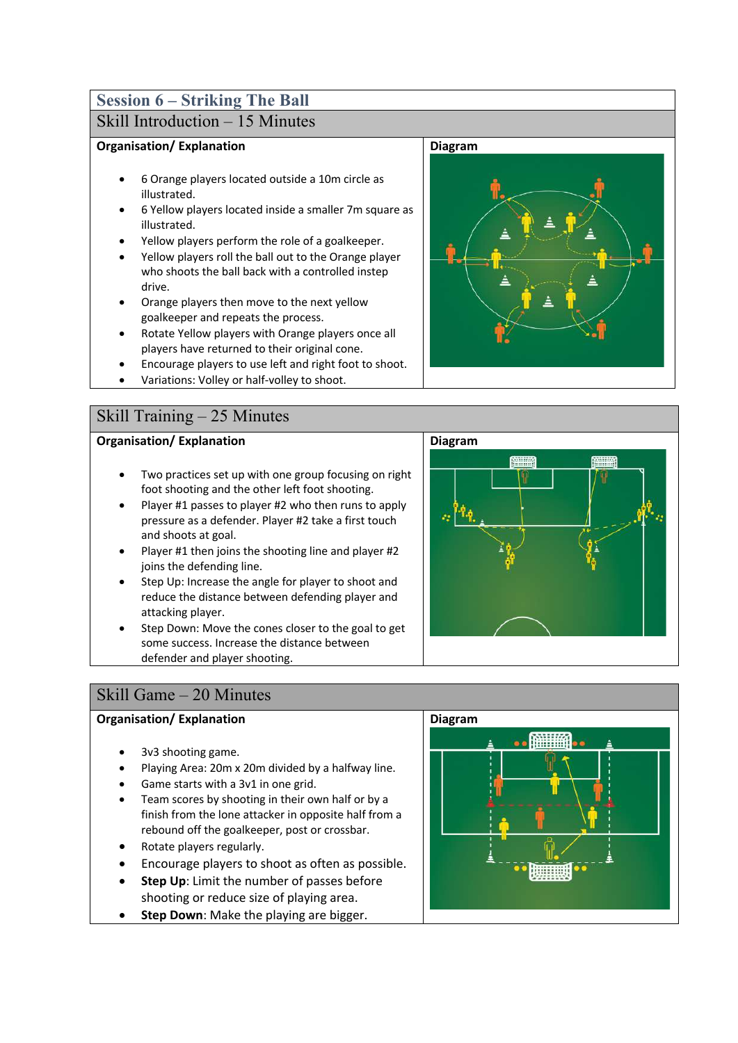# Session 6 – Striking The Ball

## Skill Introduction – 15 Minutes

**Organisation/ Explanation**

- 6 Orange players located outside a 10m circle as illustrated.
- 6 Yellow players located inside a smaller 7m square as illustrated.
- Yellow players perform the role of a goalkeeper.
- Yellow players roll the ball out to the Orange player who shoots the ball back with a controlled instep drive.
- Orange players then move to the next yellow goalkeeper and repeats the process.
- Rotate Yellow players with Orange players once all players have returned to their original cone.
- Encourage players to use left and right foot to shoot.
- Variations: Volley or half-volley to shoot.

**Diagram**

## Skill Training – 25 Minutes

**Organisation/ Explanation**

- Two practices set up with one group focusing on right foot shooting and the other left foot shooting.
- Player #1 passes to player #2 who then runs to apply pressure as a defender. Player #2 take a first touch and shoots at goal.
- Player #1 then joins the shooting line and player #2 joins the defending line.
- Step Up: Increase the angle for player to shoot and reduce the distance between defending player and attacking player.
- Step Down: Move the cones closer to the goal to get some success. Increase the distance between defender and player shooting.

**Diagram**

## Skill Game – 20 Minutes

**Organisation/ Explanation**

- 3v3 shooting game.
- Playing Area: 20m x 20m divided by a halfway line.
- Game starts with a 3v1 in one grid.
- Team scores by shooting in their own half or by a finish from the lone attacker in opposite half from a rebound off the goalkeeper, post or crossbar.
- Rotate players regularly.
- Encourage players to shoot as often as possible.
- **Step Up**: Limit the number of passes before shooting or reduce size of playing area.
- **Step Down**: Make the playing are bigger.

**Diagram**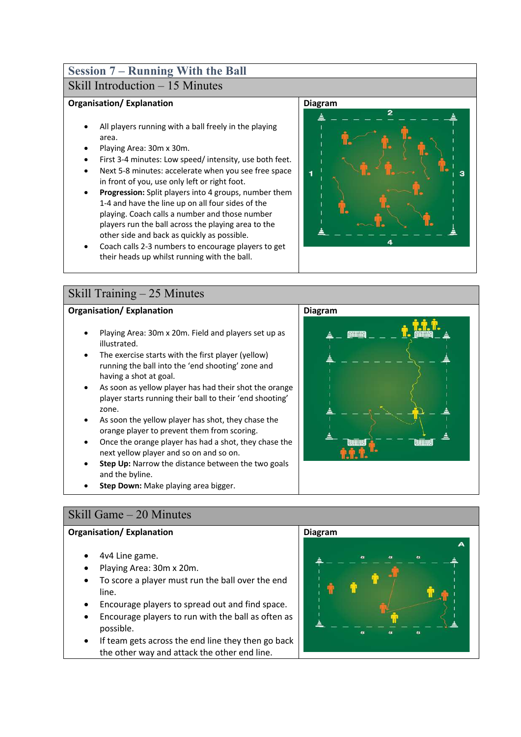# Session 7 – Running With the Ball

## Skill Introduction – 15 Minutes

**Organisation/ Explanation**

- All players running with a ball freely in the playing area.
- Playing Area: 30m x 30m.
- First 3-4 minutes: Low speed/ intensity, use both feet.
- Next 5-8 minutes: accelerate when you see free space in front of you, use only left or right foot.
- **Progression:** Split players into 4 groups, number them 1-4 and have the line up on all four sides of the playing. Coach calls a number and those number players run the ball across the playing area to the other side and back as quickly as possible.
- Coach calls 2-3 numbers to encourage players to get their heads up whilst running with the ball.

**Diagram**

## Skill Training – 25 Minutes

**Organisation/ Explanation**

- Playing Area: 30m x 20m. Field and players set up as illustrated.
- The exercise starts with the first player (yellow) running the ball into the 'end shooting' zone and having a shot at goal.
- As soon as yellow player has had their shot the orange player starts running their ball to their 'end shooting' zone.
- As soon the yellow player has shot, they chase the orange player to prevent them from scoring.
- Once the orange player has had a shot, they chase the next yellow player and so on and so on.
- **Step Up:** Narrow the distance between the two goals and the byline.
- **Step Down:** Make playing area bigger.

**Diagram**

## Skill Game – 20 Minutes

**Organisation/ Explanation**

- 4v4 Line game.
- Playing Area: 30m x 20m.
- To score a player must run the ball over the end line.
- Encourage players to spread out and find space.
- Encourage players to run with the ball as often as possible.
- If team gets across the end line they then go back the other way and attack the other end line.

**Diagram**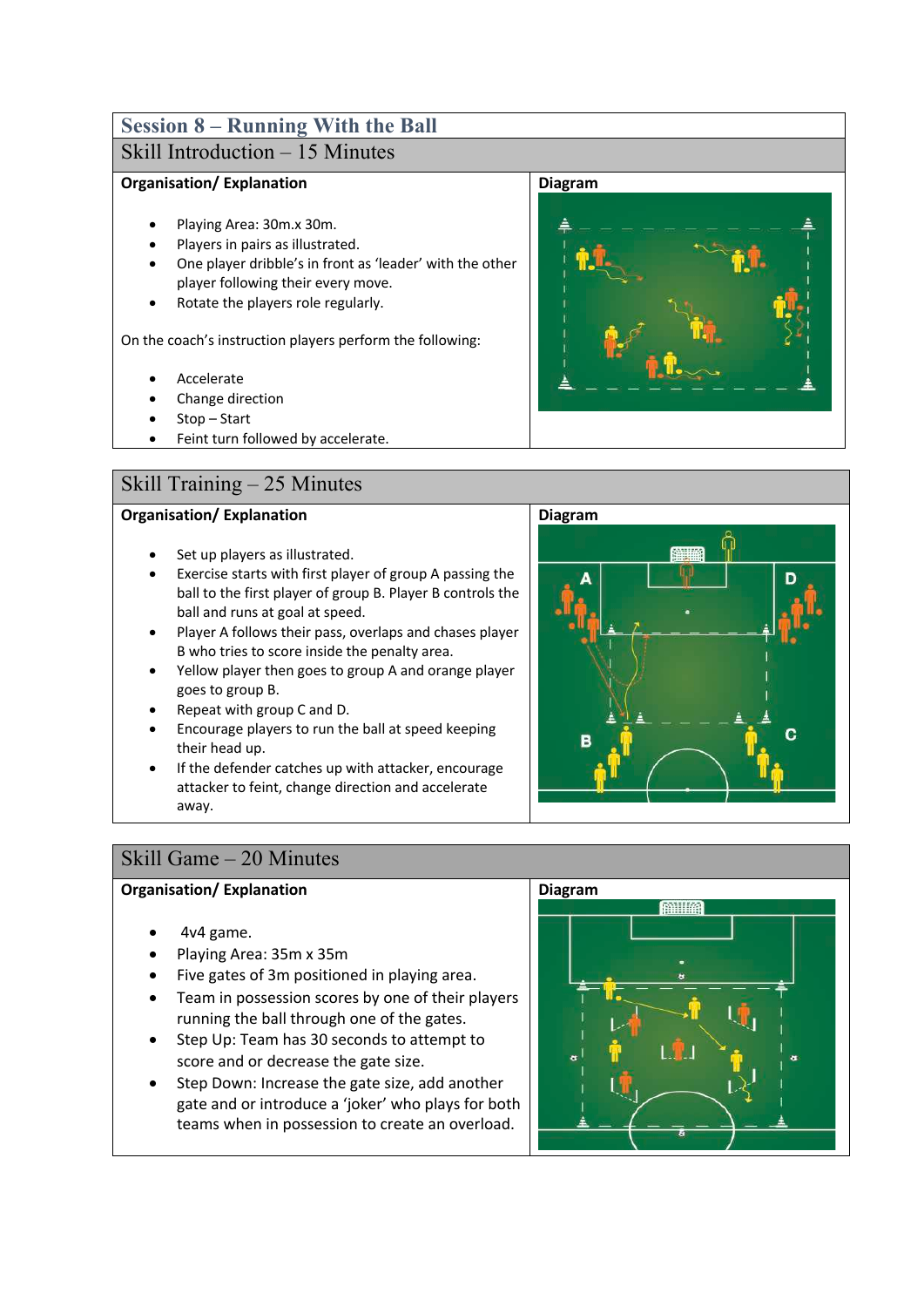# Session 8 – Running With the Ball

## Skill Introduction – 15 Minutes

**Organisation/ Explanation**

- Playing Area: 30m.x 30m.
- Players in pairs as illustrated.
- One player dribble's in front as 'leader' with the other player following their every move.
- Rotate the players role regularly.

On the coach's instruction players perform the following:

- Accelerate
- Change direction
- Stop – Start
- Feint turn followed by accelerate.

**Diagram**

## Skill Training – 25 Minutes

**Organisation/ Explanation**

- Set up players as illustrated.
- Exercise starts with first player of group A passing the ball to the first player of group B. Player B controls the ball and runs at goal at speed.
- Player A follows their pass, overlaps and chases player B who tries to score inside the penalty area.
- Yellow player then goes to group A and orange player goes to group B.
- Repeat with group C and D.
- Encourage players to run the ball at speed keeping their head up.
- If the defender catches up with attacker, encourage attacker to feint, change direction and accelerate away.

**Diagram**

## Skill Game – 20 Minutes

**Organisation/ Explanation**

- 4v4 game.
- Playing Area: 35m x 35m
- Five gates of 3m positioned in playing area.
- Team in possession scores by one of their players running the ball through one of the gates.
- Step Up: Team has 30 seconds to attempt to score and or decrease the gate size.
- Step Down: Increase the gate size, add another gate and or introduce a 'joker' who plays for both teams when in possession to create an overload.

**Diagram**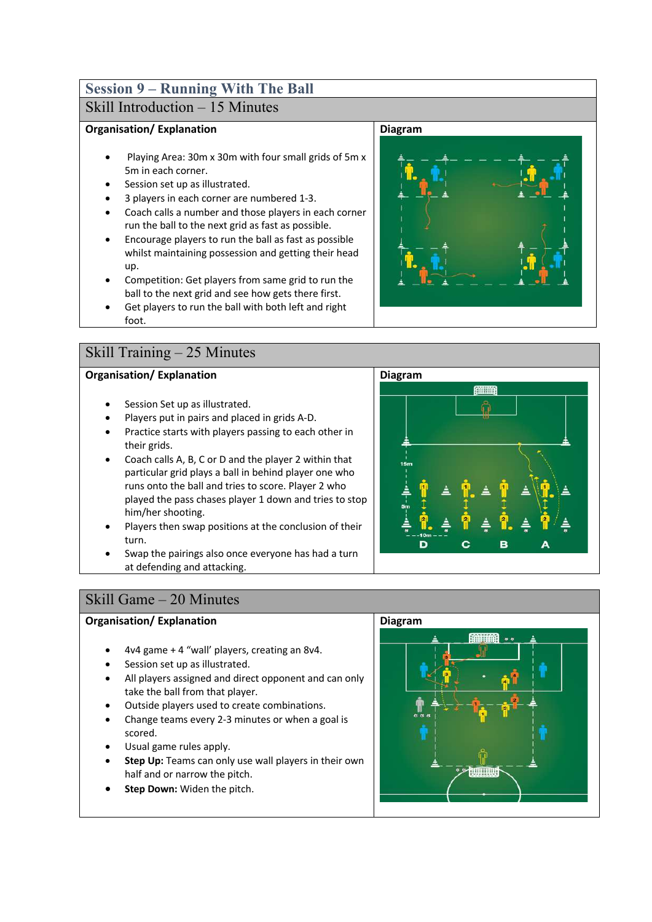# Session 9 – Running With The Ball

## Skill Introduction – 15 Minutes

**Organisation/ Explanation**

- Playing Area: 30m x 30m with four small grids of 5m x 5m in each corner.
- Session set up as illustrated.
- 3 players in each corner are numbered 1-3.
- Coach calls a number and those players in each corner run the ball to the next grid as fast as possible.
- Encourage players to run the ball as fast as possible whilst maintaining possession and getting their head up.
- Competition: Get players from same grid to run the ball to the next grid and see how gets there first.
- Get players to run the ball with both left and right foot.

**Diagram**

## Skill Training – 25 Minutes

**Organisation/ Explanation**

- Session Set up as illustrated.
- Players put in pairs and placed in grids A-D.
- Practice starts with players passing to each other in their grids.
- Coach calls A, B, C or D and the player 2 within that particular grid plays a ball in behind player one who runs onto the ball and tries to score. Player 2 who played the pass chases player 1 down and tries to stop him/her shooting.
- Players then swap positions at the conclusion of their turn.
- Swap the pairings also once everyone has had a turn at defending and attacking.

**Diagram**

## Skill Game – 20 Minutes

**Organisation/ Explanation**

- 4v4 game + 4 “wall’ players, creating an 8v4.
- Session set up as illustrated.
- All players assigned and direct opponent and can only take the ball from that player.
- Outside players used to create combinations.
- Change teams every 2-3 minutes or when a goal is scored.
- Usual game rules apply.
- **Step Up:** Teams can only use wall players in their own half and or narrow the pitch.
- **Step Down:** Widen the pitch.

**Diagram**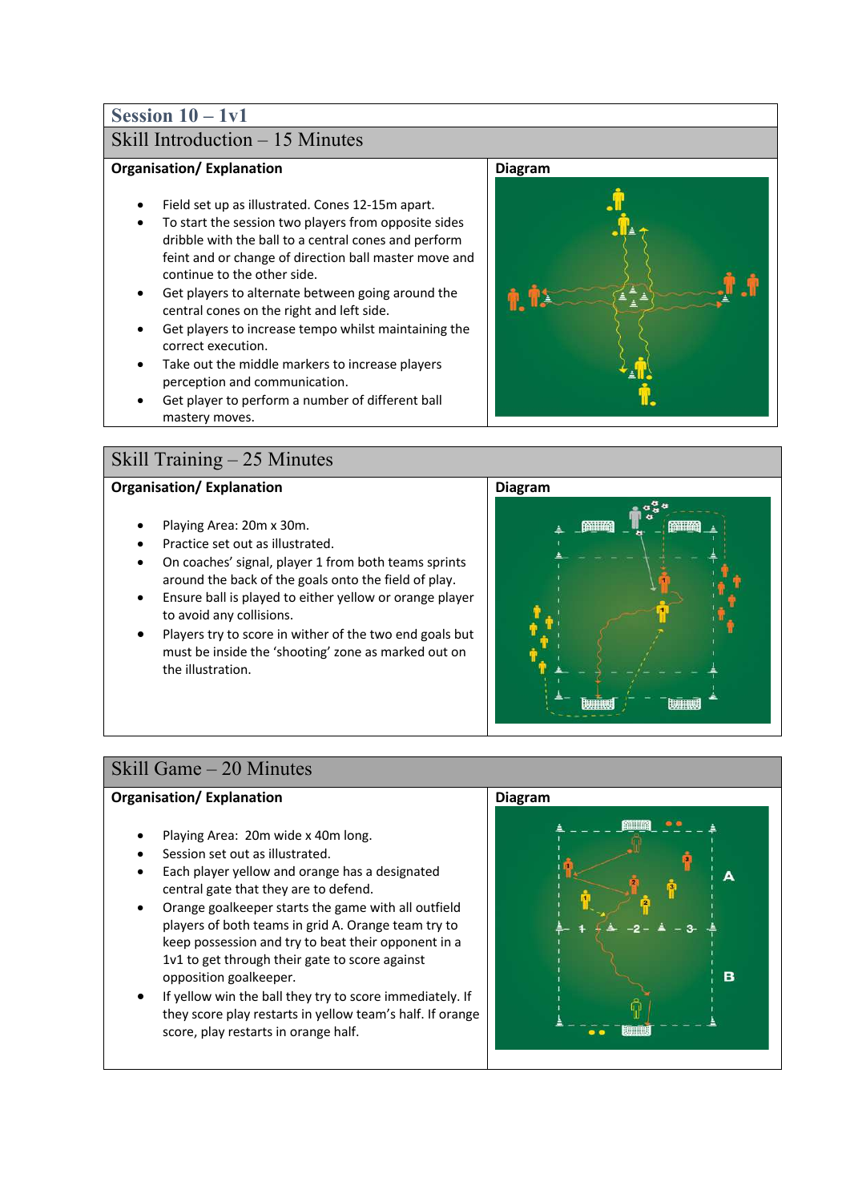# Session 10 – 1v1

## Skill Introduction – 15 Minutes

**Organisation/ Explanation**

- Field set up as illustrated. Cones 12-15m apart.
- To start the session two players from opposite sides dribble with the ball to a central cones and perform feint and or change of direction ball master move and continue to the other side.
- Get players to alternate between going around the central cones on the right and left side.
- Get players to increase tempo whilst maintaining the correct execution.
- Take out the middle markers to increase players perception and communication.
- Get player to perform a number of different ball mastery moves.

**Diagram**

## Skill Training – 25 Minutes

**Organisation/ Explanation**

- Playing Area: 20m x 30m.
- Practice set out as illustrated.
- On coaches' signal, player 1 from both teams sprints around the back of the goals onto the field of play.
- Ensure ball is played to either yellow or orange player to avoid any collisions.
- Players try to score in wither of the two end goals but must be inside the 'shooting' zone as marked out on the illustration.

**Diagram**

## Skill Game – 20 Minutes

**Organisation/ Explanation**

- Playing Area: 20m wide x 40m long.
- Session set out as illustrated.
- Each player yellow and orange has a designated central gate that they are to defend.
- Orange goalkeeper starts the game with all outfield players of both teams in grid A. Orange team try to keep possession and try to beat their opponent in a 1v1 to get through their gate to score against opposition goalkeeper.
- If yellow win the ball they try to score immediately. If they score play restarts in yellow team's half. If orange score, play restarts in orange half.

**Diagram**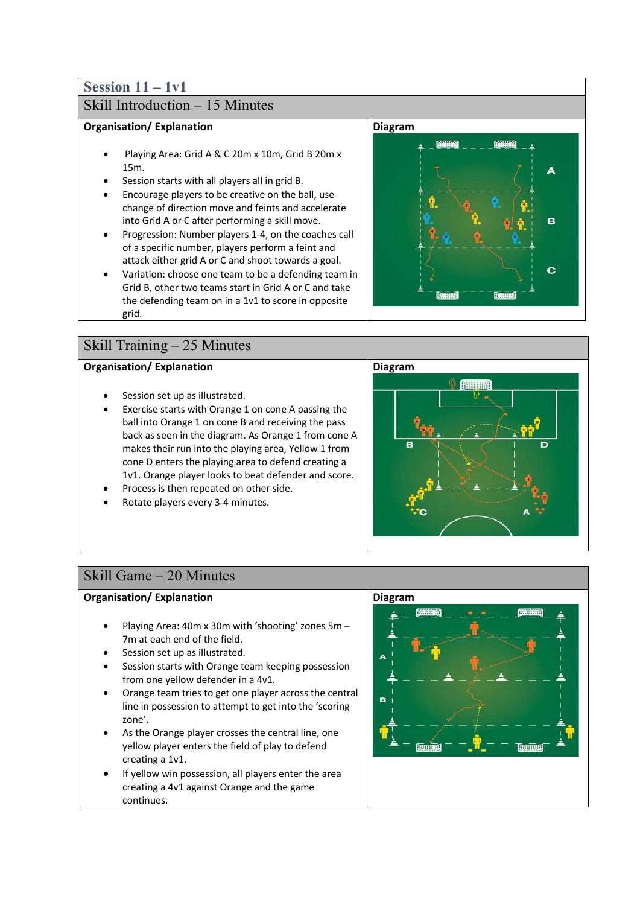## Session 11 – 1v1

### Skill Introduction – 15 Minutes

**Organisation/ Explanation**

- Playing Area: Grid A & C 20m x 10m, Grid B 20m x 15m.
- Session starts with all players all in grid B.
- Encourage players to be creative on the ball, use change of direction move and feints and accelerate into Grid A or C after performing a skill move.
- Progression: Number players 1-4, on the coaches call of a specific number, players perform a feint and attack either grid A or C and shoot towards a goal.
- Variation: choose one team to be a defending team in Grid B, other two teams start in Grid A or C and take the defending team on in a 1v1 to score in opposite grid.

**Diagram**

### Skill Training – 25 Minutes

**Organisation/ Explanation**

- Session set up as illustrated.
- Exercise starts with Orange 1 on cone A passing the ball into Orange 1 on cone B and receiving the pass back as seen in the diagram. As Orange 1 from cone A makes their run into the playing area, Yellow 1 from cone D enters the playing area to defend creating a 1v1. Orange player looks to beat defender and score.
- Process is then repeated on other side.
- Rotate players every 3-4 minutes.

**Diagram**

### Skill Game – 20 Minutes

**Organisation/ Explanation**

- Playing Area: 40m x 30m with 'shooting' zones 5m – 7m at each end of the field.
- Session set up as illustrated.
- Session starts with Orange team keeping possession from one yellow defender in a 4v1.
- Orange team tries to get one player across the central line in possession to attempt to get into the 'scoring zone'.
- As the Orange player crosses the central line, one yellow player enters the field of play to defend creating a 1v1.
- If yellow win possession, all players enter the area creating a 4v1 against Orange and the game continues.

**Diagram**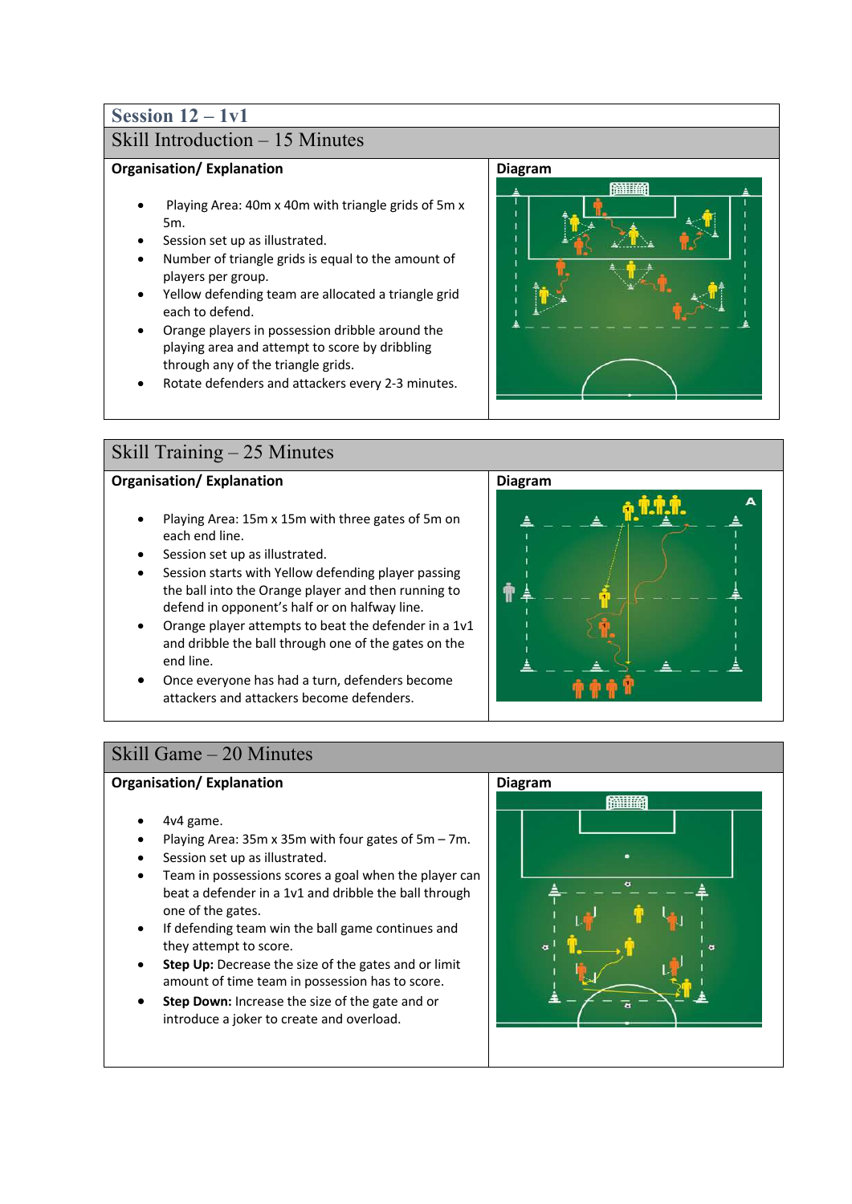## Session 12 – 1v1

### Skill Introduction – 15 Minutes

**Organisation/ Explanation**

- Playing Area: 40m x 40m with triangle grids of 5m x 5m.
- Session set up as illustrated.
- Number of triangle grids is equal to the amount of players per group.
- Yellow defending team are allocated a triangle grid each to defend.
- Orange players in possession dribble around the playing area and attempt to score by dribbling through any of the triangle grids.
- Rotate defenders and attackers every 2-3 minutes.

**Diagram**

### Skill Training – 25 Minutes

**Organisation/ Explanation**

- Playing Area: 15m x 15m with three gates of 5m on each end line.
- Session set up as illustrated.
- Session starts with Yellow defending player passing the ball into the Orange player and then running to defend in opponent's half or on halfway line.
- Orange player attempts to beat the defender in a 1v1 and dribble the ball through one of the gates on the end line.
- Once everyone has had a turn, defenders become attackers and attackers become defenders.

**Diagram**

A

### Skill Game – 20 Minutes

**Organisation/ Explanation**

- 4v4 game.
- Playing Area: 35m x 35m with four gates of 5m – 7m.
- Session set up as illustrated.
- Team in possessions scores a goal when the player can beat a defender in a 1v1 and dribble the ball through one of the gates.
- If defending team win the ball game continues and they attempt to score.
- **Step Up:** Decrease the size of the gates and or limit amount of time team in possession has to score.
- **Step Down:** Increase the size of the gate and or introduce a joker to create and overload.

**Diagram**